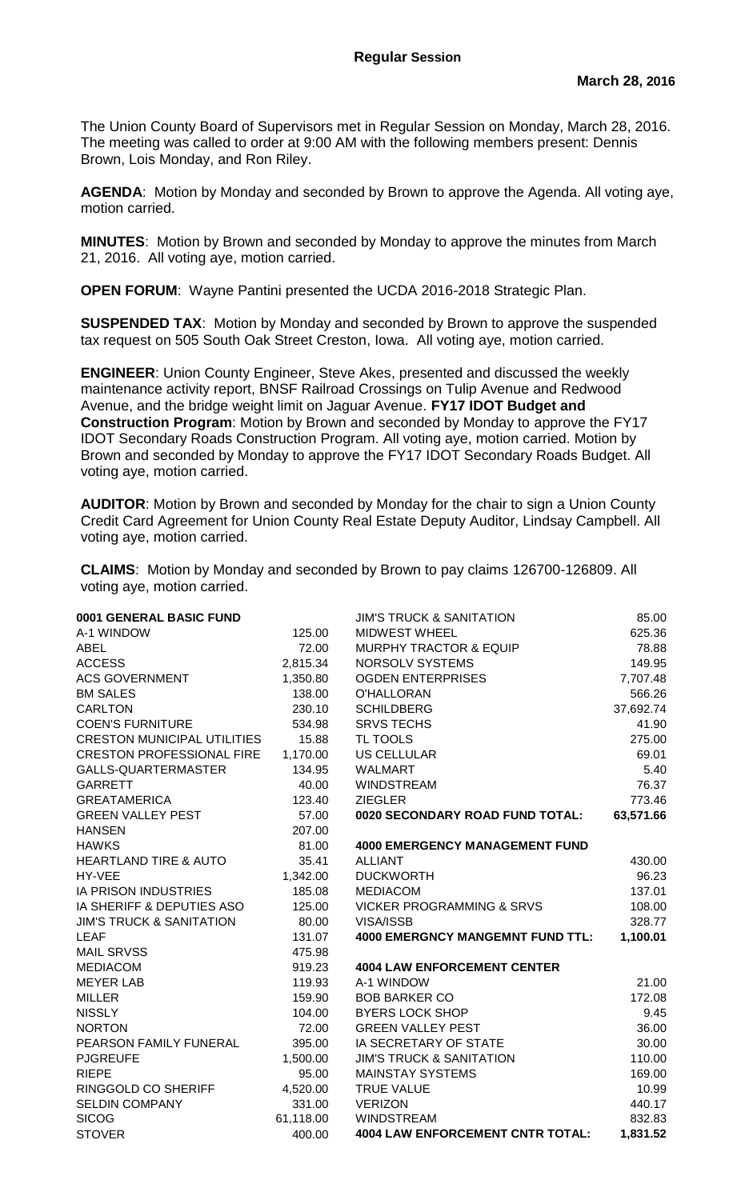**Regular Session**

**March 28, 2016**

The Union County Board of Supervisors met in Regular Session on Monday, March 28, 2016. The meeting was called to order at 9:00 AM with the following members present: Dennis Brown, Lois Monday, and Ron Riley.

**AGENDA**: Motion by Monday and seconded by Brown to approve the Agenda. All voting aye, motion carried.

**MINUTES**: Motion by Brown and seconded by Monday to approve the minutes from March 21, 2016. All voting aye, motion carried.

**OPEN FORUM**: Wayne Pantini presented the UCDA 2016-2018 Strategic Plan.

**SUSPENDED TAX**: Motion by Monday and seconded by Brown to approve the suspended tax request on 505 South Oak Street Creston, Iowa. All voting aye, motion carried.

**ENGINEER**: Union County Engineer, Steve Akes, presented and discussed the weekly maintenance activity report, BNSF Railroad Crossings on Tulip Avenue and Redwood Avenue, and the bridge weight limit on Jaguar Avenue. **FY17 IDOT Budget and Construction Program**: Motion by Brown and seconded by Monday to approve the FY17 IDOT Secondary Roads Construction Program. All voting aye, motion carried. Motion by Brown and seconded by Monday to approve the FY17 IDOT Secondary Roads Budget. All voting aye, motion carried.

**AUDITOR**: Motion by Brown and seconded by Monday for the chair to sign a Union County Credit Card Agreement for Union County Real Estate Deputy Auditor, Lindsay Campbell. All voting aye, motion carried.

**CLAIMS**: Motion by Monday and seconded by Brown to pay claims 126700-126809. All voting aye, motion carried.

| **0001 GENERAL BASIC FUND** | |
|---|---|
| A-1 WINDOW | 125.00 |
| ABEL | 72.00 |
| ACCESS | 2,815.34 |
| ACS GOVERNMENT | 1,350.80 |
| BM SALES | 138.00 |
| CARLTON | 230.10 |
| COEN'S FURNITURE | 534.98 |
| CRESTON MUNICIPAL UTILITIES | 15.88 |
| CRESTON PROFESSIONAL FIRE | 1,170.00 |
| GALLS-QUARTERMASTER | 134.95 |
| GARRETT | 40.00 |
| GREATAMERICA | 123.40 |
| GREEN VALLEY PEST | 57.00 |
| HANSEN | 207.00 |
| HAWKS | 81.00 |
| HEARTLAND TIRE & AUTO | 35.41 |
| HY-VEE | 1,342.00 |
| IA PRISON INDUSTRIES | 185.08 |
| IA SHERIFF & DEPUTIES ASO | 125.00 |
| JIM'S TRUCK & SANITATION | 80.00 |
| LEAF | 131.07 |
| MAIL SRVSS | 475.98 |
| MEDIACOM | 919.23 |
| MEYER LAB | 119.93 |
| MILLER | 159.90 |
| NISSLY | 104.00 |
| NORTON | 72.00 |
| PEARSON FAMILY FUNERAL | 395.00 |
| PJGREUFE | 1,500.00 |
| RIEPE | 95.00 |
| RINGGOLD CO SHERIFF | 4,520.00 |
| SELDIN COMPANY | 331.00 |
| SICOG | 61,118.00 |
| STOVER | 400.00 |
| JIM'S TRUCK & SANITATION | 85.00 |
| MIDWEST WHEEL | 625.36 |
| MURPHY TRACTOR & EQUIP | 78.88 |
| NORSOLV SYSTEMS | 149.95 |
| OGDEN ENTERPRISES | 7,707.48 |
| O'HALLORAN | 566.26 |
| SCHILDBERG | 37,692.74 |
| SRVS TECHS | 41.90 |
| TL TOOLS | 275.00 |
| US CELLULAR | 69.01 |
| WALMART | 5.40 |
| WINDSTREAM | 76.37 |
| ZIEGLER | 773.46 |
| **0020 SECONDARY ROAD FUND TOTAL:** | **63,571.66** |

| **4000 EMERGENCY MANAGEMENT FUND** | |
|---|---|
| ALLIANT | 430.00 |
| DUCKWORTH | 96.23 |
| MEDIACOM | 137.01 |
| VICKER PROGRAMMING & SRVS | 108.00 |
| VISA/ISSB | 328.77 |
| **4000 EMERGNCY MANGEMNT FUND TTL:** | **1,100.01** |

| **4004 LAW ENFORCEMENT CENTER** | |
|---|---|
| A-1 WINDOW | 21.00 |
| BOB BARKER CO | 172.08 |
| BYERS LOCK SHOP | 9.45 |
| GREEN VALLEY PEST | 36.00 |
| IA SECRETARY OF STATE | 30.00 |
| JIM'S TRUCK & SANITATION | 110.00 |
| MAINSTAY SYSTEMS | 169.00 |
| TRUE VALUE | 10.99 |
| VERIZON | 440.17 |
| WINDSTREAM | 832.83 |
| **4004 LAW ENFORCEMENT CNTR TOTAL:** | **1,831.52** |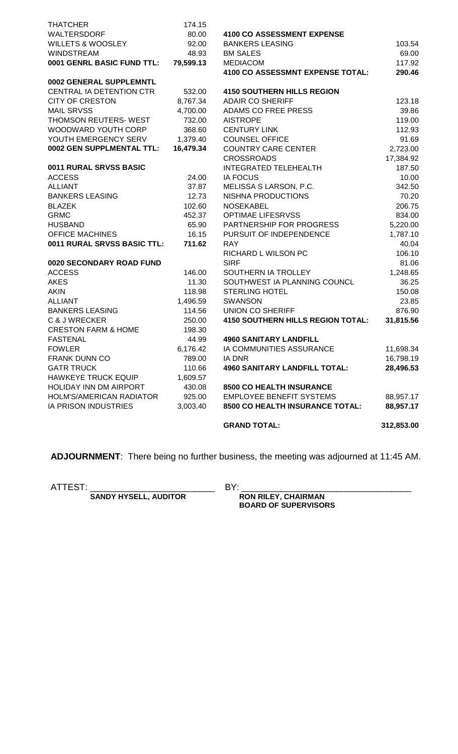| | |
|---|---|
| THATCHER | 174.15 |
| WALTERSDORF | 80.00 |
| WILLETS & WOOSLEY | 92.00 |
| WINDSTREAM | 48.93 |
| **0001 GENRL BASIC FUND TTL:** | **79,599.13** |
| **0002 GENERAL SUPPLEMNTL** | |
| CENTRAL IA DETENTION CTR | 532.00 |
| CITY OF CRESTON | 8,767.34 |
| MAIL SRVSS | 4,700.00 |
| THOMSON REUTERS- WEST | 732.00 |
| WOODWARD YOUTH CORP | 368.60 |
| YOUTH EMERGENCY SERV | 1,379.40 |
| **0002 GEN SUPPLMENTAL TTL:** | **16,479.34** |
| **0011 RURAL SRVSS BASIC** | |
| ACCESS | 24.00 |
| ALLIANT | 37.87 |
| BANKERS LEASING | 12.73 |
| BLAZEK | 102.60 |
| GRMC | 452.37 |
| HUSBAND | 65.90 |
| OFFICE MACHINES | 16.15 |
| **0011 RURAL SRVSS BASIC TTL:** | **711.62** |
| **0020 SECONDARY ROAD FUND** | |
| ACCESS | 146.00 |
| AKES | 11.30 |
| AKIN | 118.98 |
| ALLIANT | 1,496.59 |
| BANKERS LEASING | 114.56 |
| C & J WRECKER | 250.00 |
| CRESTON FARM & HOME | 198.30 |
| FASTENAL | 44.99 |
| FOWLER | 6,176.42 |
| FRANK DUNN CO | 789.00 |
| GATR TRUCK | 110.66 |
| HAWKEYE TRUCK EQUIP | 1,609.57 |
| HOLIDAY INN DM AIRPORT | 430.08 |
| HOLM'S/AMERICAN RADIATOR | 925.00 |
| IA PRISON INDUSTRIES | 3,003.40 |

| | |
|---|---|
| **4100 CO ASSESSMENT EXPENSE** | |
| BANKERS LEASING | 103.54 |
| BM SALES | 69.00 |
| MEDIACOM | 117.92 |
| **4100 CO ASSESSMNT EXPENSE TOTAL:** | **290.46** |
| **4150 SOUTHERN HILLS REGION** | |
| ADAIR CO SHERIFF | 123.18 |
| ADAMS CO FREE PRESS | 39.86 |
| AISTROPE | 119.00 |
| CENTURY LINK | 112.93 |
| COUNSEL OFFICE | 91.69 |
| COUNTRY CARE CENTER | 2,723.00 |
| CROSSROADS | 17,384.92 |
| INTEGRATED TELEHEALTH | 187.50 |
| IA FOCUS | 10.00 |
| MELISSA S LARSON, P.C. | 342.50 |
| NISHNA PRODUCTIONS | 70.20 |
| NOSEKABEL | 206.75 |
| OPTIMAE LIFESRVSS | 834.00 |
| PARTNERSHIP FOR PROGRESS | 5,220.00 |
| PURSUIT OF INDEPENDENCE | 1,787.10 |
| RAY | 40.04 |
| RICHARD L WILSON PC | 106.10 |
| SIRF | 81.06 |
| SOUTHERN IA TROLLEY | 1,248.65 |
| SOUTHWEST IA PLANNING COUNCL | 36.25 |
| STERLING HOTEL | 150.08 |
| SWANSON | 23.85 |
| UNION CO SHERIFF | 876.90 |
| **4150 SOUTHERN HILLS REGION TOTAL:** | **31,815.56** |
| **4960 SANITARY LANDFILL** | |
| IA COMMUNITIES ASSURANCE | 11,698.34 |
| IA DNR | 16,798.19 |
| **4960 SANITARY LANDFILL TOTAL:** | **28,496.53** |
| **8500 CO HEALTH INSURANCE** | |
| EMPLOYEE BENEFIT SYSTEMS | 88,957.17 |
| **8500 CO HEALTH INSURANCE TOTAL:** | **88,957.17** |
| **GRAND TOTAL:** | **312,853.00** |

**ADJOURNMENT**: There being no further business, the meeting was adjourned at 11:45 AM.

ATTEST: _________________________ BY: _________________________________

**SANDY HYSELL, AUDITOR**

**RON RILEY, CHAIRMAN**
**BOARD OF SUPERVISORS**